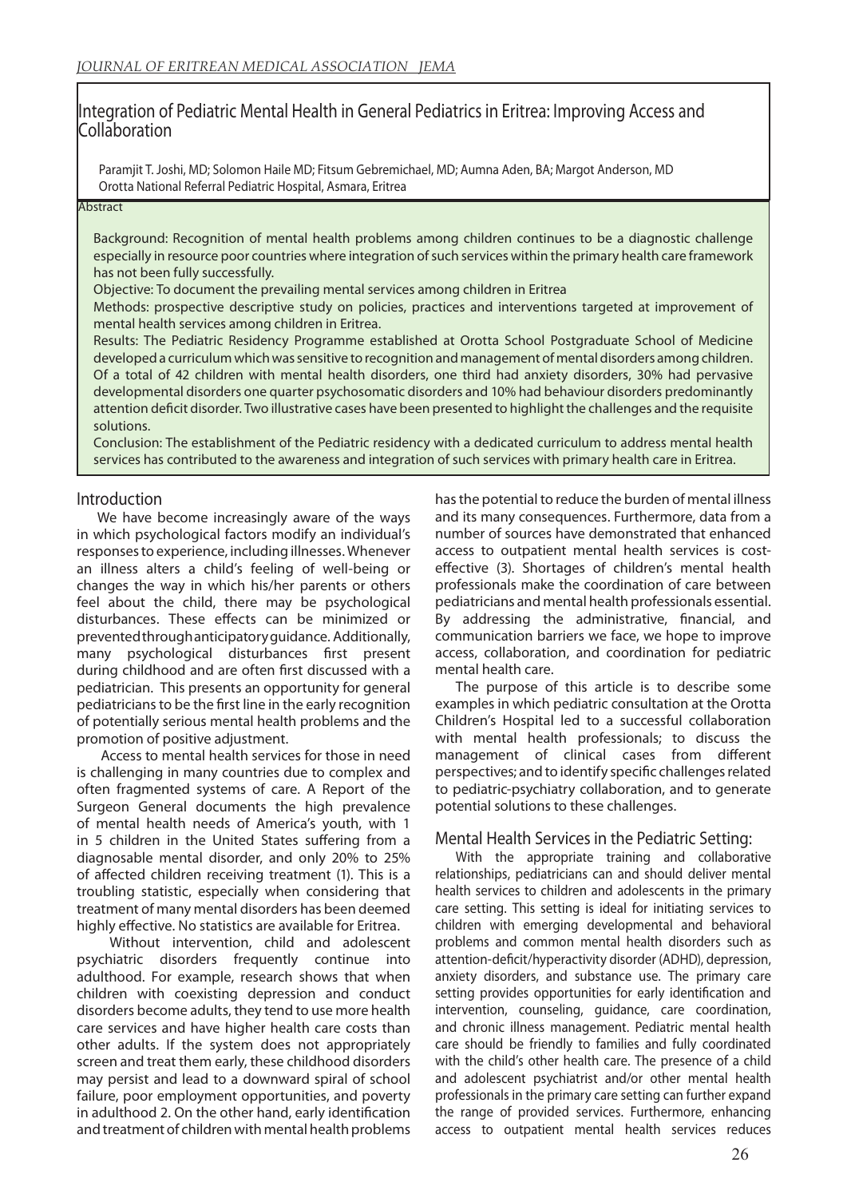# Integration of Pediatric Mental Health in General Pediatrics in Eritrea: Improving Access and Collaboration

Paramjit T. Joshi, MD; Solomon Haile MD; Fitsum Gebremichael, MD; Aumna Aden, BA; Margot Anderson, MD
Orotta National Referral Pediatric Hospital, Asmara, Eritrea

## Abstract

Background: Recognition of mental health problems among children continues to be a diagnostic challenge especially in resource poor countries where integration of such services within the primary health care framework has not been fully successfully.

Objective: To document the prevailing mental services among children in Eritrea

Methods: prospective descriptive study on policies, practices and interventions targeted at improvement of mental health services among children in Eritrea.

Results: The Pediatric Residency Programme established at Orotta School Postgraduate School of Medicine developed a curriculum which was sensitive to recognition and management of mental disorders among children. Of a total of 42 children with mental health disorders, one third had anxiety disorders, 30% had pervasive developmental disorders one quarter psychosomatic disorders and 10% had behaviour disorders predominantly attention deficit disorder. Two illustrative cases have been presented to highlight the challenges and the requisite solutions.

Conclusion: The establishment of the Pediatric residency with a dedicated curriculum to address mental health services has contributed to the awareness and integration of such services with primary health care in Eritrea.

## Introduction

We have become increasingly aware of the ways in which psychological factors modify an individual's responses to experience, including illnesses. Whenever an illness alters a child's feeling of well-being or changes the way in which his/her parents or others feel about the child, there may be psychological disturbances. These effects can be minimized or prevented through anticipatory guidance. Additionally, many psychological disturbances first present during childhood and are often first discussed with a pediatrician. This presents an opportunity for general pediatricians to be the first line in the early recognition of potentially serious mental health problems and the promotion of positive adjustment.

Access to mental health services for those in need is challenging in many countries due to complex and often fragmented systems of care. A Report of the Surgeon General documents the high prevalence of mental health needs of America's youth, with 1 in 5 children in the United States suffering from a diagnosable mental disorder, and only 20% to 25% of affected children receiving treatment (1). This is a troubling statistic, especially when considering that treatment of many mental disorders has been deemed highly effective. No statistics are available for Eritrea.

Without intervention, child and adolescent psychiatric disorders frequently continue into adulthood. For example, research shows that when children with coexisting depression and conduct disorders become adults, they tend to use more health care services and have higher health care costs than other adults. If the system does not appropriately screen and treat them early, these childhood disorders may persist and lead to a downward spiral of school failure, poor employment opportunities, and poverty in adulthood 2. On the other hand, early identification and treatment of children with mental health problems has the potential to reduce the burden of mental illness and its many consequences. Furthermore, data from a number of sources have demonstrated that enhanced access to outpatient mental health services is cost-effective (3). Shortages of children's mental health professionals make the coordination of care between pediatricians and mental health professionals essential. By addressing the administrative, financial, and communication barriers we face, we hope to improve access, collaboration, and coordination for pediatric mental health care.

The purpose of this article is to describe some examples in which pediatric consultation at the Orotta Children's Hospital led to a successful collaboration with mental health professionals; to discuss the management of clinical cases from different perspectives; and to identify specific challenges related to pediatric-psychiatry collaboration, and to generate potential solutions to these challenges.

## Mental Health Services in the Pediatric Setting:

With the appropriate training and collaborative relationships, pediatricians can and should deliver mental health services to children and adolescents in the primary care setting. This setting is ideal for initiating services to children with emerging developmental and behavioral problems and common mental health disorders such as attention-deficit/hyperactivity disorder (ADHD), depression, anxiety disorders, and substance use. The primary care setting provides opportunities for early identification and intervention, counseling, guidance, care coordination, and chronic illness management. Pediatric mental health care should be friendly to families and fully coordinated with the child's other health care. The presence of a child and adolescent psychiatrist and/or other mental health professionals in the primary care setting can further expand the range of provided services. Furthermore, enhancing access to outpatient mental health services reduces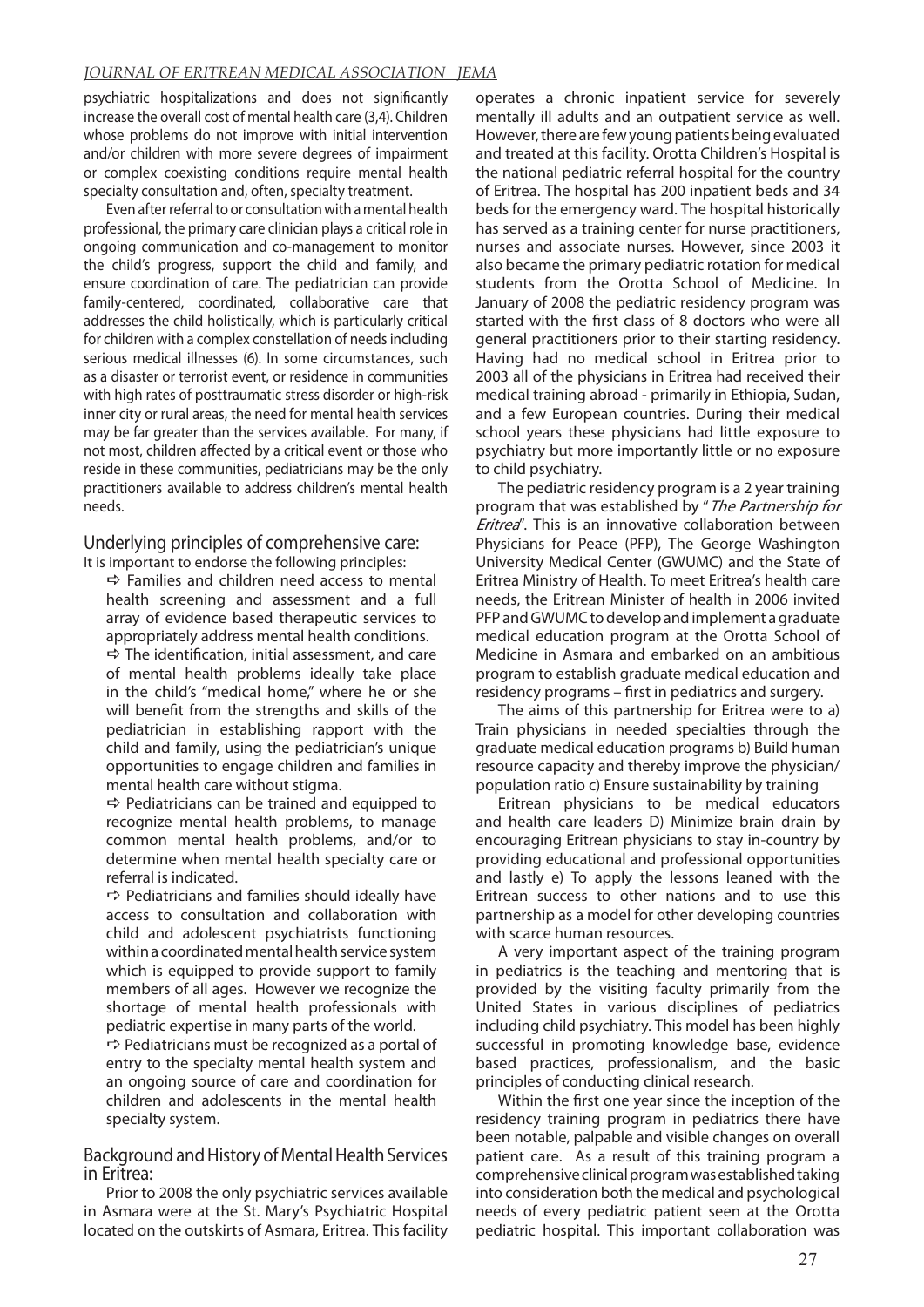psychiatric hospitalizations and does not significantly increase the overall cost of mental health care (3,4). Children whose problems do not improve with initial intervention and/or children with more severe degrees of impairment or complex coexisting conditions require mental health specialty consultation and, often, specialty treatment.

Even after referral to or consultation with a mental health professional, the primary care clinician plays a critical role in ongoing communication and co-management to monitor the child's progress, support the child and family, and ensure coordination of care. The pediatrician can provide family-centered, coordinated, collaborative care that addresses the child holistically, which is particularly critical for children with a complex constellation of needs including serious medical illnesses (6). In some circumstances, such as a disaster or terrorist event, or residence in communities with high rates of posttraumatic stress disorder or high-risk inner city or rural areas, the need for mental health services may be far greater than the services available. For many, if not most, children affected by a critical event or those who reside in these communities, pediatricians may be the only practitioners available to address children's mental health needs.

## Underlying principles of comprehensive care:

It is important to endorse the following principles:

- ⇨ Families and children need access to mental health screening and assessment and a full array of evidence based therapeutic services to appropriately address mental health conditions.
- ⇨ The identification, initial assessment, and care of mental health problems ideally take place in the child's "medical home," where he or she will benefit from the strengths and skills of the pediatrician in establishing rapport with the child and family, using the pediatrician's unique opportunities to engage children and families in mental health care without stigma.
- ⇨ Pediatricians can be trained and equipped to recognize mental health problems, to manage common mental health problems, and/or to determine when mental health specialty care or referral is indicated.
- ⇨ Pediatricians and families should ideally have access to consultation and collaboration with child and adolescent psychiatrists functioning within a coordinated mental health service system which is equipped to provide support to family members of all ages. However we recognize the shortage of mental health professionals with pediatric expertise in many parts of the world.
- ⇨ Pediatricians must be recognized as a portal of entry to the specialty mental health system and an ongoing source of care and coordination for children and adolescents in the mental health specialty system.

## Background and History of Mental Health Services in Eritrea:

Prior to 2008 the only psychiatric services available in Asmara were at the St. Mary's Psychiatric Hospital located on the outskirts of Asmara, Eritrea. This facility operates a chronic inpatient service for severely mentally ill adults and an outpatient service as well. However, there are few young patients being evaluated and treated at this facility. Orotta Children's Hospital is the national pediatric referral hospital for the country of Eritrea. The hospital has 200 inpatient beds and 34 beds for the emergency ward. The hospital historically has served as a training center for nurse practitioners, nurses and associate nurses. However, since 2003 it also became the primary pediatric rotation for medical students from the Orotta School of Medicine. In January of 2008 the pediatric residency program was started with the first class of 8 doctors who were all general practitioners prior to their starting residency. Having had no medical school in Eritrea prior to 2003 all of the physicians in Eritrea had received their medical training abroad - primarily in Ethiopia, Sudan, and a few European countries. During their medical school years these physicians had little exposure to psychiatry but more importantly little or no exposure to child psychiatry.

The pediatric residency program is a 2 year training program that was established by "*The Partnership for Eritrea*". This is an innovative collaboration between Physicians for Peace (PFP), The George Washington University Medical Center (GWUMC) and the State of Eritrea Ministry of Health. To meet Eritrea's health care needs, the Eritrean Minister of health in 2006 invited PFP and GWUMC to develop and implement a graduate medical education program at the Orotta School of Medicine in Asmara and embarked on an ambitious program to establish graduate medical education and residency programs – first in pediatrics and surgery.

The aims of this partnership for Eritrea were to a) Train physicians in needed specialties through the graduate medical education programs b) Build human resource capacity and thereby improve the physician/population ratio c) Ensure sustainability by training

Eritrean physicians to be medical educators and health care leaders D) Minimize brain drain by encouraging Eritrean physicians to stay in-country by providing educational and professional opportunities and lastly e) To apply the lessons leaned with the Eritrean success to other nations and to use this partnership as a model for other developing countries with scarce human resources.

A very important aspect of the training program in pediatrics is the teaching and mentoring that is provided by the visiting faculty primarily from the United States in various disciplines of pediatrics including child psychiatry. This model has been highly successful in promoting knowledge base, evidence based practices, professionalism, and the basic principles of conducting clinical research.

Within the first one year since the inception of the residency training program in pediatrics there have been notable, palpable and visible changes on overall patient care. As a result of this training program a comprehensive clinical program was established taking into consideration both the medical and psychological needs of every pediatric patient seen at the Orotta pediatric hospital. This important collaboration was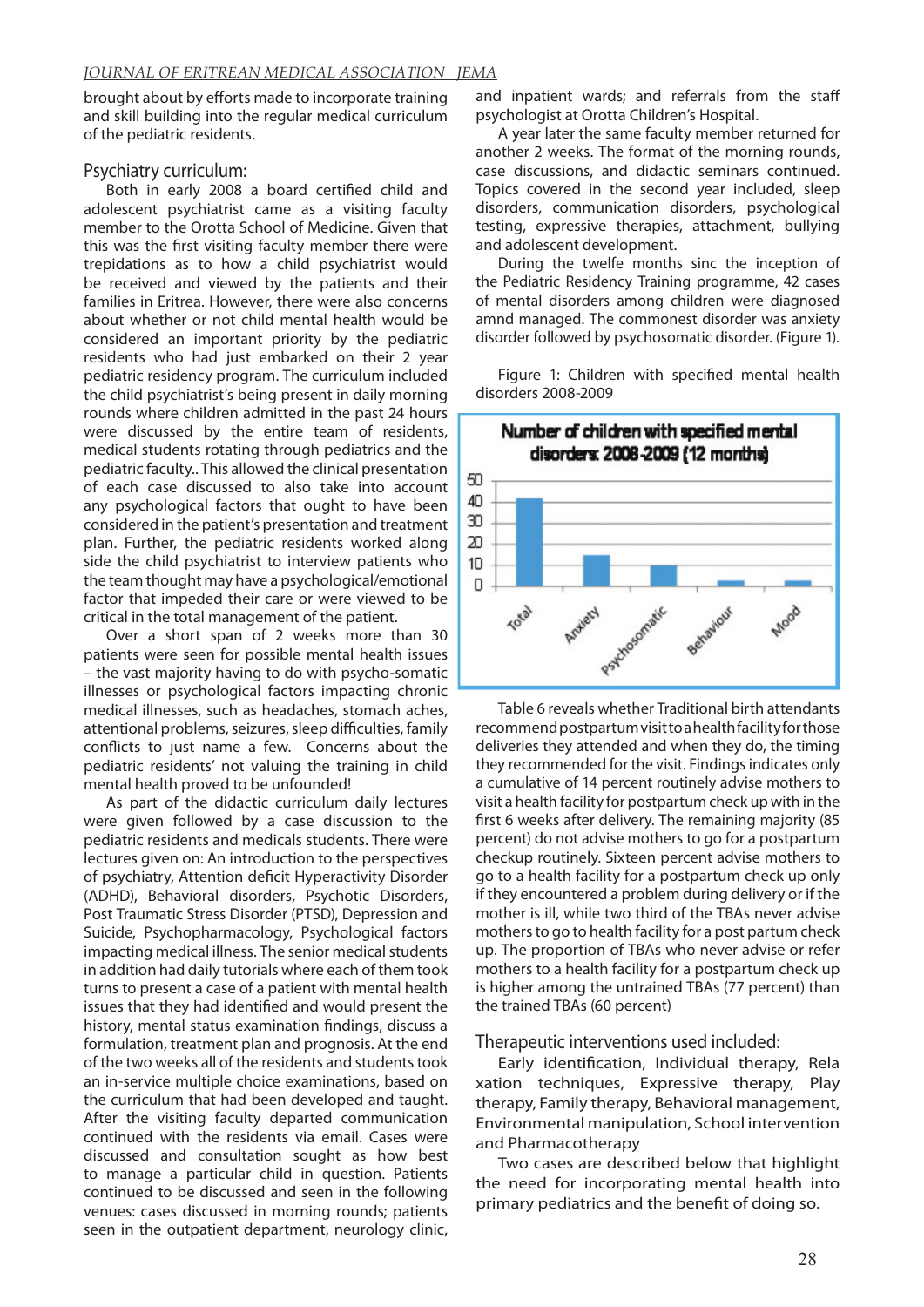brought about by efforts made to incorporate training and skill building into the regular medical curriculum of the pediatric residents.

## Psychiatry curriculum:

Both in early 2008 a board certified child and adolescent psychiatrist came as a visiting faculty member to the Orotta School of Medicine. Given that this was the first visiting faculty member there were trepidations as to how a child psychiatrist would be received and viewed by the patients and their families in Eritrea. However, there were also concerns about whether or not child mental health would be considered an important priority by the pediatric residents who had just embarked on their 2 year pediatric residency program. The curriculum included the child psychiatrist's being present in daily morning rounds where children admitted in the past 24 hours were discussed by the entire team of residents, medical students rotating through pediatrics and the pediatric faculty.. This allowed the clinical presentation of each case discussed to also take into account any psychological factors that ought to have been considered in the patient's presentation and treatment plan. Further, the pediatric residents worked along side the child psychiatrist to interview patients who the team thought may have a psychological/emotional factor that impeded their care or were viewed to be critical in the total management of the patient.

Over a short span of 2 weeks more than 30 patients were seen for possible mental health issues – the vast majority having to do with psycho-somatic illnesses or psychological factors impacting chronic medical illnesses, such as headaches, stomach aches, attentional problems, seizures, sleep difficulties, family conflicts to just name a few. Concerns about the pediatric residents' not valuing the training in child mental health proved to be unfounded!

As part of the didactic curriculum daily lectures were given followed by a case discussion to the pediatric residents and medicals students. There were lectures given on: An introduction to the perspectives of psychiatry, Attention deficit Hyperactivity Disorder (ADHD), Behavioral disorders, Psychotic Disorders, Post Traumatic Stress Disorder (PTSD), Depression and Suicide, Psychopharmacology, Psychological factors impacting medical illness. The senior medical students in addition had daily tutorials where each of them took turns to present a case of a patient with mental health issues that they had identified and would present the history, mental status examination findings, discuss a formulation, treatment plan and prognosis. At the end of the two weeks all of the residents and students took an in-service multiple choice examinations, based on the curriculum that had been developed and taught. After the visiting faculty departed communication continued with the residents via email. Cases were discussed and consultation sought as how best to manage a particular child in question. Patients continued to be discussed and seen in the following venues: cases discussed in morning rounds; patients seen in the outpatient department, neurology clinic, and inpatient wards; and referrals from the staff psychologist at Orotta Children's Hospital.

A year later the same faculty member returned for another 2 weeks. The format of the morning rounds, case discussions, and didactic seminars continued. Topics covered in the second year included, sleep disorders, communication disorders, psychological testing, expressive therapies, attachment, bullying and adolescent development.

During the twelfe months sinc the inception of the Pediatric Residency Training programme, 42 cases of mendal diseases among children were diagnosed amnd managed. The commonest disorder was anxiety disorder followed by psychosomatic disorder. (Figure 1).

Figure 1: Children with specified mental health disorders 2008-2009

Table 6 reveals whether Traditional birth attendants recommend postpartum visit to a health facility for those deliveries they attended and when they do, the timing they recommended for the visit. Findings indicates only a cumulative of 14 percent routinely advise mothers to visit a health facility for postpartum check up with in the first 6 weeks after delivery. The remaining majority (85 percent) do not advise mothers to go for a postpartum checkup routinely. Sixteen percent advise mothers to go to a health facility for a postpartum check up only if they encountered a problem during delivery or if the mother is ill, while two third of the TBAs never advise mothers to go to health facility for a post partum check up. The proportion of TBAs who never advise or refer mothers to a health facility for a postpartum check up is higher among the untrained TBAs (77 percent) than the trained TBAs (60 percent)

## Therapeutic interventions used included:

Early identification, Individual therapy, Rela xation techniques, Expressive therapy, Play therapy, Family therapy, Behavioral management, Environmental manipulation, School intervention and Pharmacotherapy

Two cases are described below that highlight the need for incorporating mental health into primary pediatrics and the benefit of doing so.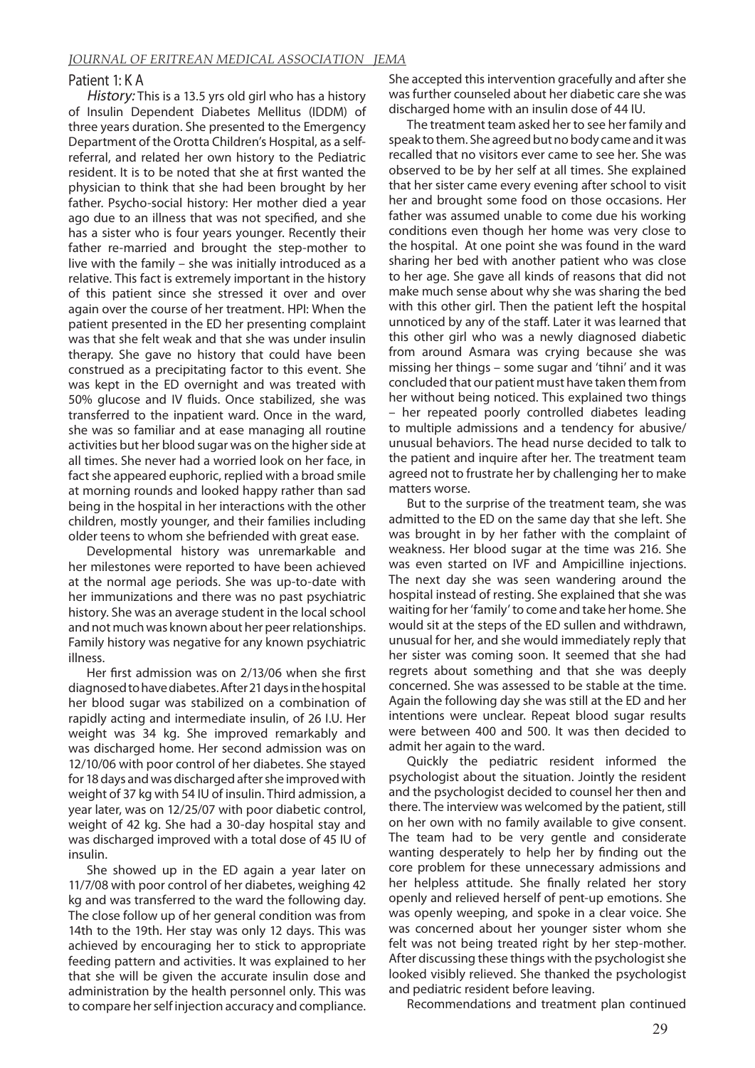## Patient 1: K A

*History:* This is a 13.5 yrs old girl who has a history of Insulin Dependent Diabetes Mellitus (IDDM) of three years duration. She presented to the Emergency Department of the Orotta Children's Hospital, as a self-referral, and related her own history to the Pediatric resident. It is to be noted that she at first wanted the physician to think that she had been brought by her father. Psycho-social history: Her mother died a year ago due to an illness that was not specified, and she has a sister who is four years younger. Recently their father re-married and brought the step-mother to live with the family – she was initially introduced as a relative. This fact is extremely important in the history of this patient since she stressed it over and over again over the course of her treatment. HPI: When the patient presented in the ED her presenting complaint was that she felt weak and that she was under insulin therapy. She gave no history that could have been construed as a precipitating factor to this event. She was kept in the ED overnight and was treated with 50% glucose and IV fluids. Once stabilized, she was transferred to the inpatient ward. Once in the ward, she was so familiar and at ease managing all routine activities but her blood sugar was on the higher side at all times. She never had a worried look on her face, in fact she appeared euphoric, replied with a broad smile at morning rounds and looked happy rather than sad being in the hospital in her interactions with the other children, mostly younger, and their families including older teens to whom she befriended with great ease.

Developmental history was unremarkable and her milestones were reported to have been achieved at the normal age periods. She was up-to-date with her immunizations and there was no past psychiatric history. She was an average student in the local school and not much was known about her peer relationships. Family history was negative for any known psychiatric illness.

Her first admission was on 2/13/06 when she first diagnosed to have diabetes. After 21 days in the hospital her blood sugar was stabilized on a combination of rapidly acting and intermediate insulin, of 26 I.U. Her weight was 34 kg. She improved remarkably and was discharged home. Her second admission was on 12/10/06 with poor control of her diabetes. She stayed for 18 days and was discharged after she improved with weight of 37 kg with 54 IU of insulin. Third admission, a year later, was on 12/25/07 with poor diabetic control, weight of 42 kg. She had a 30-day hospital stay and was discharged improved with a total dose of 45 IU of insulin.

She showed up in the ED again a year later on 11/7/08 with poor control of her diabetes, weighing 42 kg and was transferred to the ward the following day. The close follow up of her general condition was from 14th to the 19th. Her stay was only 12 days. This was achieved by encouraging her to stick to appropriate feeding pattern and activities. It was explained to her that she will be given the accurate insulin dose and administration by the health personnel only. This was to compare her self injection accuracy and compliance. She accepted this intervention gracefully and after she was further counseled about her diabetic care she was discharged home with an insulin dose of 44 IU.

The treatment team asked her to see her family and speak to them. She agreed but no body came and it was recalled that no visitors ever came to see her. She was observed to be by her self at all times. She explained that her sister came every evening after school to visit her and brought some food on those occasions. Her father was assumed unable to come due his working conditions even though her home was very close to the hospital. At one point she was found in the ward sharing her bed with another patient who was close to her age. She gave all kinds of reasons that did not make much sense about why she was sharing the bed with this other girl. Then the patient left the hospital unnoticed by any of the staff. Later it was learned that this other girl who was a newly diagnosed diabetic from around Asmara was crying because she was missing her things – some sugar and 'tihni' and it was concluded that our patient must have taken them from her without being noticed. This explained two things – her repeated poorly controlled diabetes leading to multiple admissions and a tendency for abusive/unusual behaviors. The head nurse decided to talk to the patient and inquire after her. The treatment team agreed not to frustrate her by challenging her to make matters worse.

But to the surprise of the treatment team, she was admitted to the ED on the same day that she left. She was brought in by her father with the complaint of weakness. Her blood sugar at the time was 216. She was even started on IVF and Ampicilline injections. The next day she was seen wandering around the hospital instead of resting. She explained that she was waiting for her 'family' to come and take her home. She would sit at the steps of the ED sullen and withdrawn, unusual for her, and she would immediately reply that her sister was coming soon. It seemed that she had regrets about something and that she was deeply concerned. She was assessed to be stable at the time. Again the following day she was still at the ED and her intentions were unclear. Repeat blood sugar results were between 400 and 500. It was then decided to admit her again to the ward.

Quickly the pediatric resident informed the psychologist about the situation. Jointly the resident and the psychologist decided to counsel her then and there. The interview was welcomed by the patient, still on her own with no family available to give consent. The team had to be very gentle and considerate wanting desperately to help her by finding out the core problem for these unnecessary admissions and her helpless attitude. She finally related her story openly and relieved herself of pent-up emotions. She was openly weeping, and spoke in a clear voice. She was concerned about her younger sister whom she felt was not being treated right by her step-mother. After discussing these things with the psychologist she looked visibly relieved. She thanked the psychologist and pediatric resident before leaving.

Recommendations and treatment plan continued